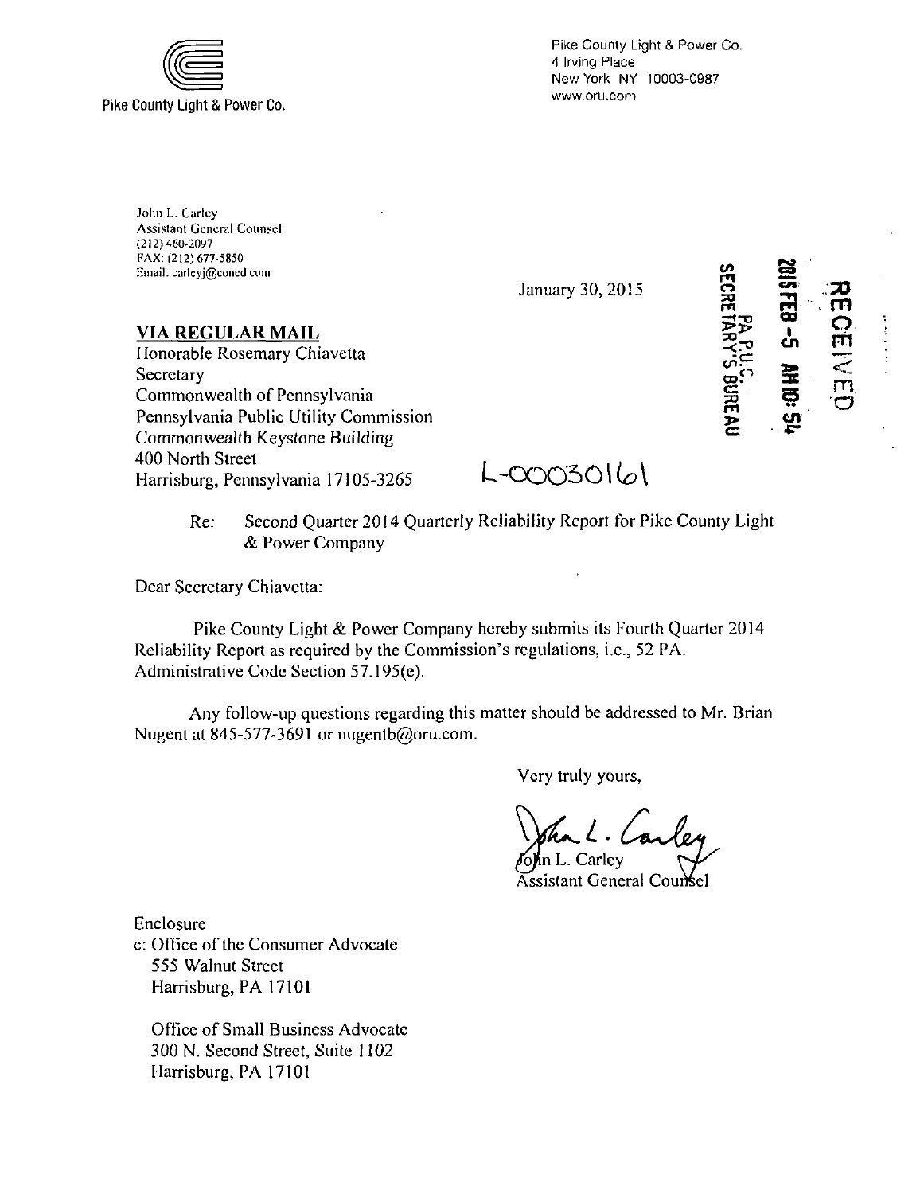Pike County Light & Power Co.

Pike County Light & Power Co.
4 Irving Place
New York NY 10003-0987
www.oru.com

John L. Carley
Assistant General Counsel
(212) 460-2097
FAX: (212) 677-5850
Email: carleyj@coned.com

January 30, 2015

RECEIVED
2015 FEB -5 AM 10: 54
PA P.U.C.
SECRETARY'S BUREAU

**VIA REGULAR MAIL**
Honorable Rosemary Chiavetta
Secretary
Commonwealth of Pennsylvania
Pennsylvania Public Utility Commission
Commonwealth Keystone Building
400 North Street
Harrisburg, Pennsylvania 17105-3265

L-00030161

Re: Second Quarter 2014 Quarterly Reliability Report for Pike County Light & Power Company

Dear Secretary Chiavetta:

Pike County Light & Power Company hereby submits its Fourth Quarter 2014 Reliability Report as required by the Commission's regulations, i.e., 52 PA. Administrative Code Section 57.195(e).

Any follow-up questions regarding this matter should be addressed to Mr. Brian Nugent at 845-577-3691 or nugentb@oru.com.

Very truly yours,

John L. Carley
Assistant General Counsel

Enclosure
c: Office of the Consumer Advocate
555 Walnut Street
Harrisburg, PA 17101

Office of Small Business Advocate
300 N. Second Street, Suite 1102
Harrisburg, PA 17101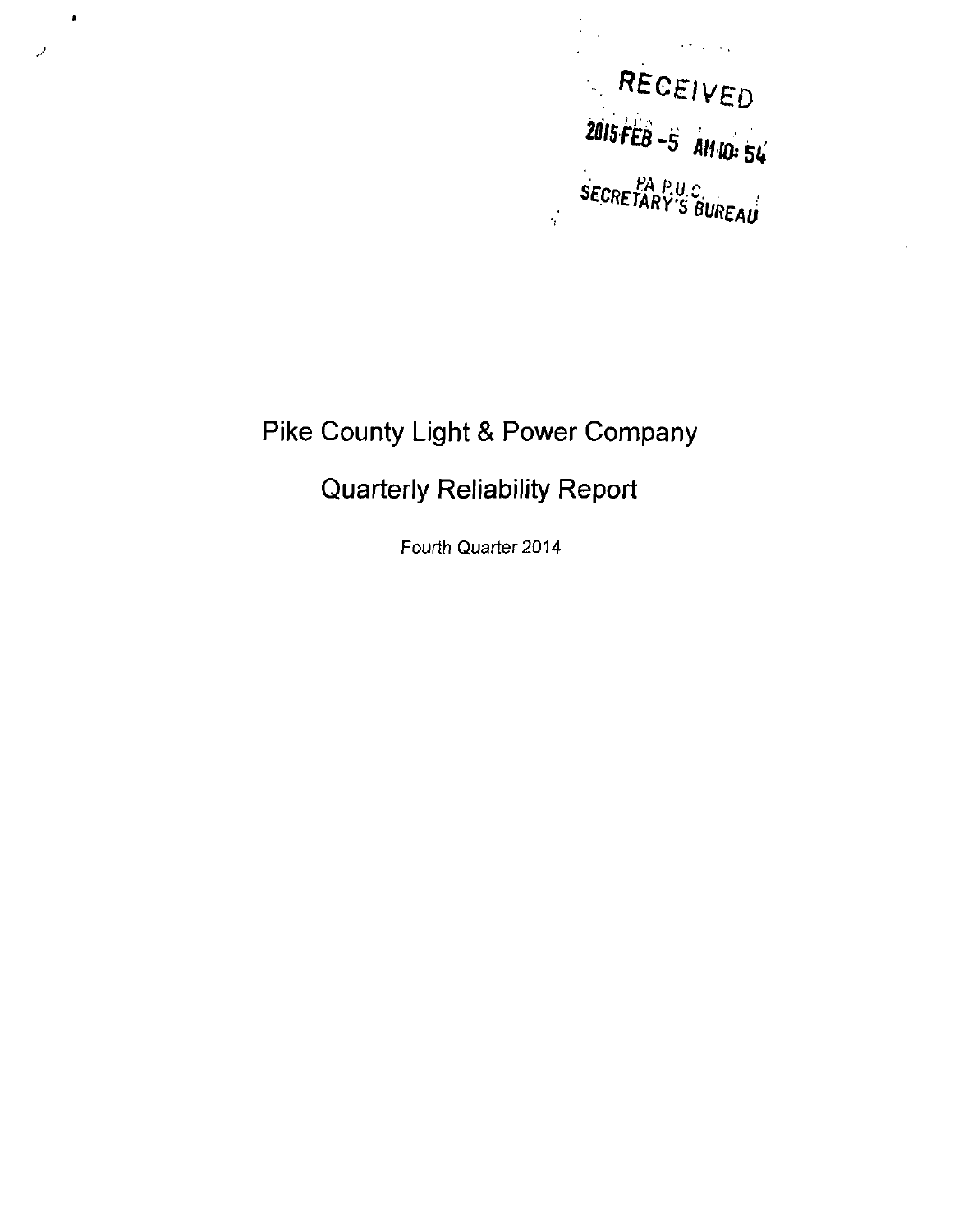RECEIVED

2015 FEB -5 AM 10: 54

PA P.U.C.
SECRETARY'S BUREAU

# Pike County Light & Power Company

## Quarterly Reliability Report

Fourth Quarter 2014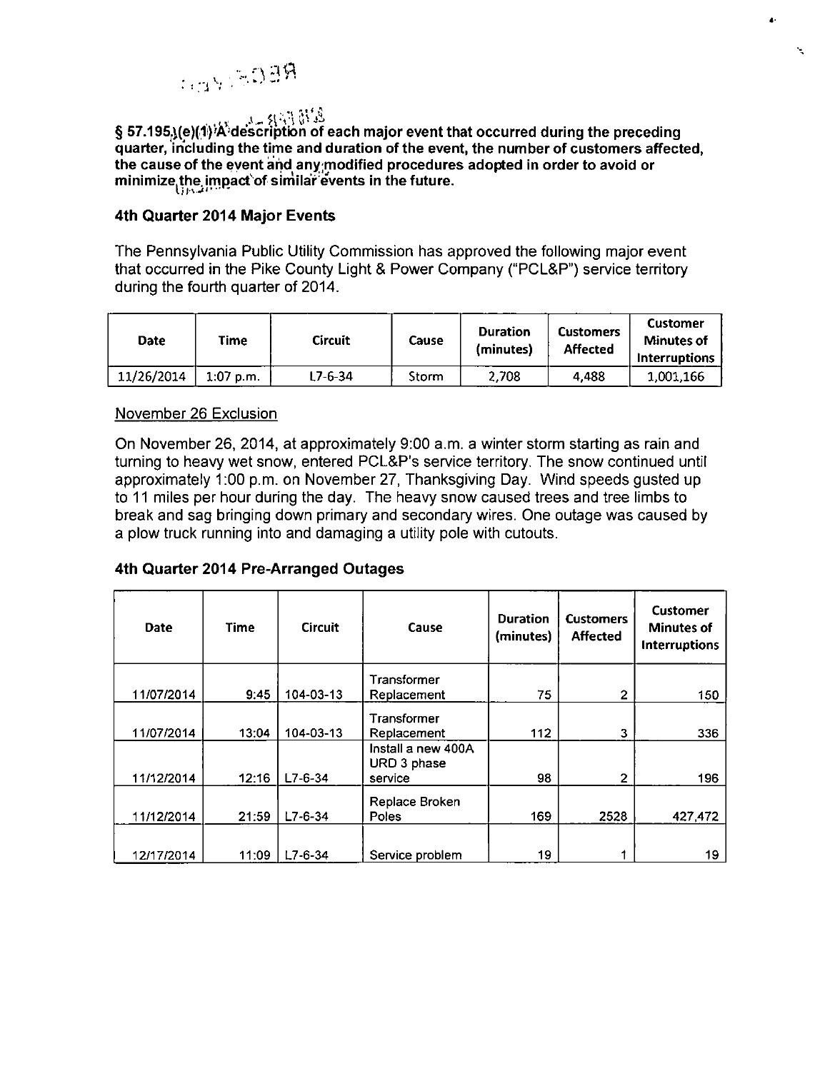**§ 57.195(e)(1) A description of each major event that occurred during the preceding quarter, including the time and duration of the event, the number of customers affected, the cause of the event and any modified procedures adopted in order to avoid or minimize the impact of similar events in the future.**

## 4th Quarter 2014 Major Events

The Pennsylvania Public Utility Commission has approved the following major event that occurred in the Pike County Light & Power Company ("PCL&P") service territory during the fourth quarter of 2014.

| Date | Time | Circuit | Cause | Duration (minutes) | Customers Affected | Customer Minutes of Interruptions |
|---|---|---|---|---|---|---|
| 11/26/2014 | 1:07 p.m. | L7-6-34 | Storm | 2,708 | 4,488 | 1,001,166 |

November 26 Exclusion

On November 26, 2014, at approximately 9:00 a.m. a winter storm starting as rain and turning to heavy wet snow, entered PCL&P's service territory. The snow continued until approximately 1:00 p.m. on November 27, Thanksgiving Day. Wind speeds gusted up to 11 miles per hour during the day. The heavy snow caused trees and tree limbs to break and sag bringing down primary and secondary wires. One outage was caused by a plow truck running into and damaging a utility pole with cutouts.

## 4th Quarter 2014 Pre-Arranged Outages

| Date | Time | Circuit | Cause | Duration (minutes) | Customers Affected | Customer Minutes of Interruptions |
|---|---|---|---|---|---|---|
| 11/07/2014 | 9:45 | 104-03-13 | Transformer Replacement | 75 | 2 | 150 |
| 11/07/2014 | 13:04 | 104-03-13 | Transformer Replacement | 112 | 3 | 336 |
| 11/12/2014 | 12:16 | L7-6-34 | Install a new 400A URD 3 phase service | 98 | 2 | 196 |
| 11/12/2014 | 21:59 | L7-6-34 | Replace Broken Poles | 169 | 2528 | 427,472 |
| 12/17/2014 | 11:09 | L7-6-34 | Service problem | 19 | 1 | 19 |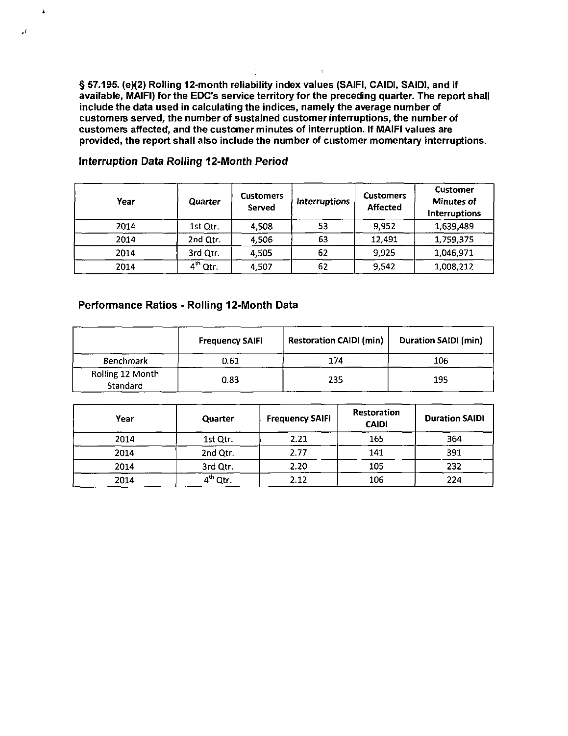**§ 57.195. (e)(2) Rolling 12-month reliability index values (SAIFI, CAIDI, SAIDI, and if available, MAIFI) for the EDC's service territory for the preceding quarter. The report shall include the data used in calculating the indices, namely the average number of customers served, the number of sustained customer interruptions, the number of customers affected, and the customer minutes of interruption. If MAIFI values are provided, the report shall also include the number of customer momentary interruptions.**

## Interruption Data Rolling 12-Month Period

| Year | Quarter | Customers Served | Interruptions | Customers Affected | Customer Minutes of Interruptions |
|---|---|---|---|---|---|
| 2014 | 1st Qtr. | 4,508 | 53 | 9,952 | 1,639,489 |
| 2014 | 2nd Qtr. | 4,506 | 63 | 12,491 | 1,759,375 |
| 2014 | 3rd Qtr. | 4,505 | 62 | 9,925 | 1,046,971 |
| 2014 | 4th Qtr. | 4,507 | 62 | 9,542 | 1,008,212 |

## Performance Ratios - Rolling 12-Month Data

| | Frequency SAIFI | Restoration CAIDI (min) | Duration SAIDI (min) |
|---|---|---|---|
| Benchmark | 0.61 | 174 | 106 |
| Rolling 12 Month Standard | 0.83 | 235 | 195 |

| Year | Quarter | Frequency SAIFI | Restoration CAIDI | Duration SAIDI |
|---|---|---|---|---|
| 2014 | 1st Qtr. | 2.21 | 165 | 364 |
| 2014 | 2nd Qtr. | 2.77 | 141 | 391 |
| 2014 | 3rd Qtr. | 2.20 | 105 | 232 |
| 2014 | 4th Qtr. | 2.12 | 106 | 224 |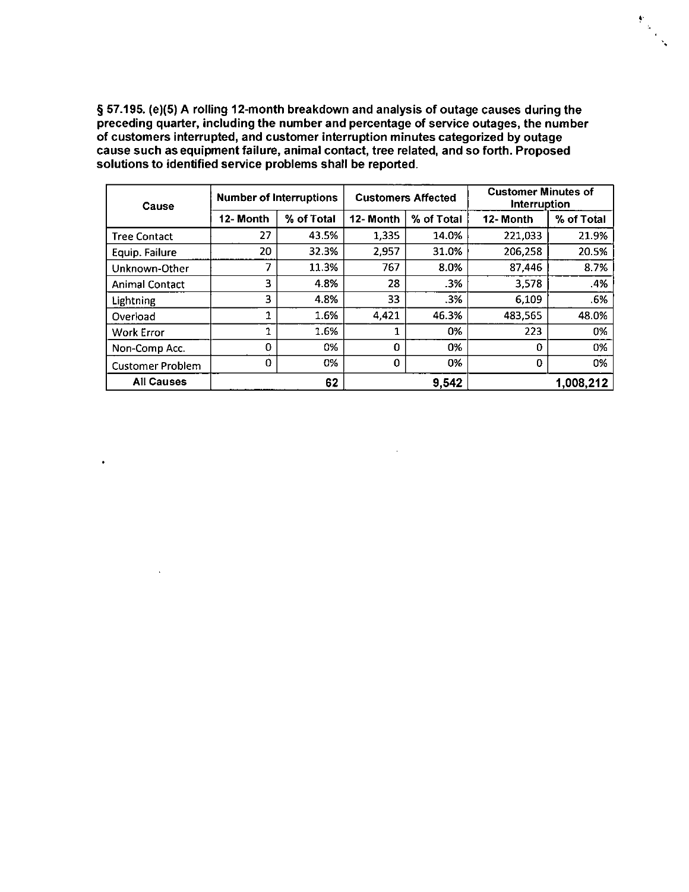**§ 57.195. (e)(5) A rolling 12-month breakdown and analysis of outage causes during the preceding quarter, including the number and percentage of service outages, the number of customers interrupted, and customer interruption minutes categorized by outage cause such as equipment failure, animal contact, tree related, and so forth. Proposed solutions to identified service problems shall be reported.**

| Cause | Number of Interruptions | | Customers Affected | | Customer Minutes of Interruption | |
|---|---|---|---|---|---|---|
| | 12- Month | % of Total | 12- Month | % of Total | 12- Month | % of Total |
| Tree Contact | 27 | 43.5% | 1,335 | 14.0% | 221,033 | 21.9% |
| Equip. Failure | 20 | 32.3% | 2,957 | 31.0% | 206,258 | 20.5% |
| Unknown-Other | 7 | 11.3% | 767 | 8.0% | 87,446 | 8.7% |
| Animal Contact | 3 | 4.8% | 28 | .3% | 3,578 | .4% |
| Lightning | 3 | 4.8% | 33 | .3% | 6,109 | .6% |
| Overload | 1 | 1.6% | 4,421 | 46.3% | 483,565 | 48.0% |
| Work Error | 1 | 1.6% | 1 | 0% | 223 | 0% |
| Non-Comp Acc. | 0 | 0% | 0 | 0% | 0 | 0% |
| Customer Problem | 0 | 0% | 0 | 0% | 0 | 0% |
| **All Causes** | | **62** | | **9,542** | | **1,008,212** |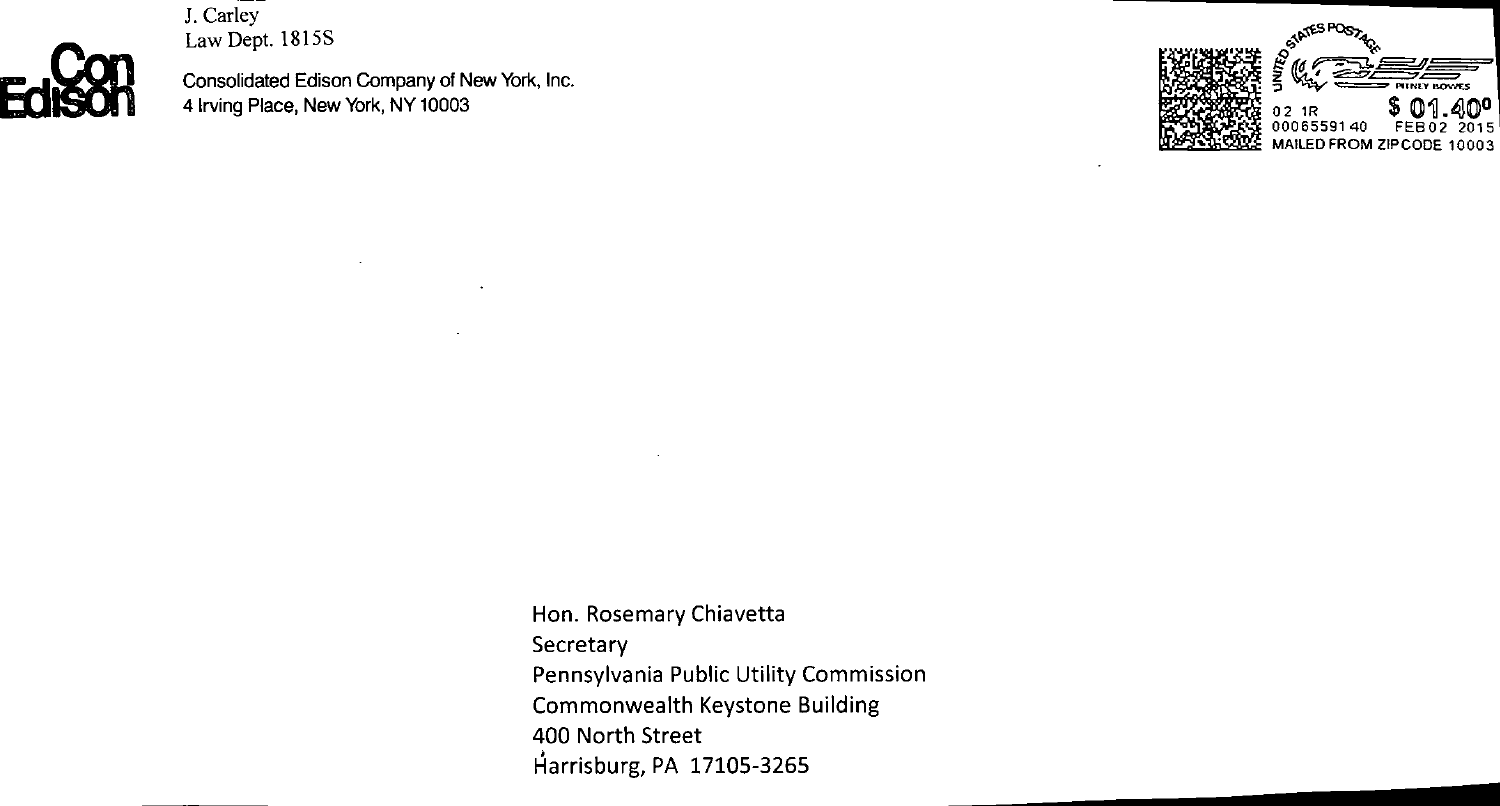J. Carley
Law Dept. 1815S

Con Edison

Consolidated Edison Company of New York, Inc.
4 Irving Place, New York, NY 10003

UNITED STATES POSTAGE
PITNEY BOWES
02 1R $ 01.40[0]
0006559140 FEB 02 2015
MAILED FROM ZIPCODE 10003

Hon. Rosemary Chiavetta
Secretary
Pennsylvania Public Utility Commission
Commonwealth Keystone Building
400 North Street
Harrisburg, PA 17105-3265